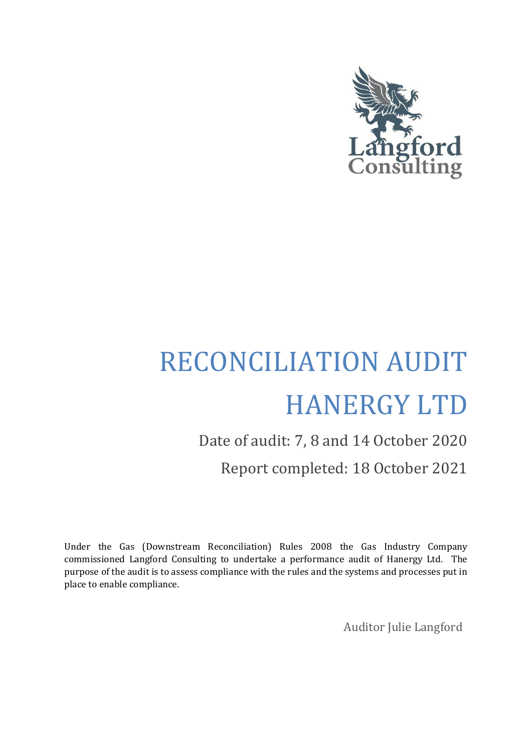# RECONCILIATION AUDIT HANERGY LTD

Date of audit: 7, 8 and 14 October 2020

Report completed: 18 October 2021

Under the Gas (Downstream Reconciliation) Rules 2008 the Gas Industry Company commissioned Langford Consulting to undertake a performance audit of Hanergy Ltd. The purpose of the audit is to assess compliance with the rules and the systems and processes put in place to enable compliance.

Auditor Julie Langford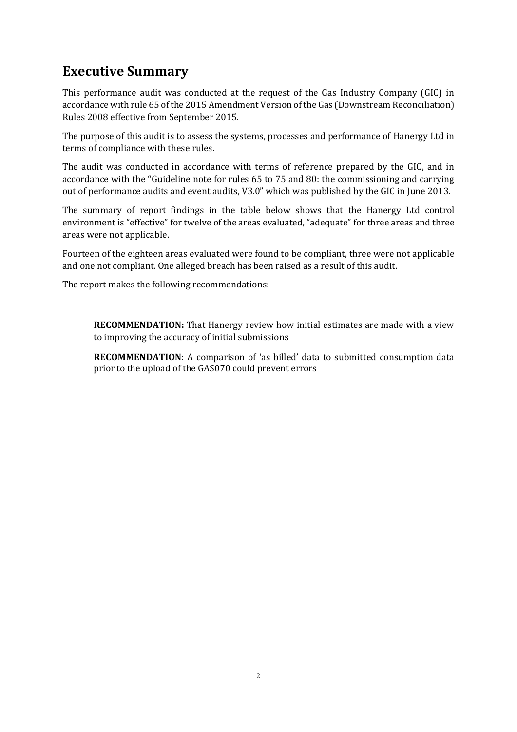## Executive Summary

This performance audit was conducted at the request of the Gas Industry Company (GIC) in accordance with rule 65 of the 2015 Amendment Version of the Gas (Downstream Reconciliation) Rules 2008 effective from September 2015.

The purpose of this audit is to assess the systems, processes and performance of Hanergy Ltd in terms of compliance with these rules.

The audit was conducted in accordance with terms of reference prepared by the GIC, and in accordance with the "Guideline note for rules 65 to 75 and 80: the commissioning and carrying out of performance audits and event audits, V3.0" which was published by the GIC in June 2013.

The summary of report findings in the table below shows that the Hanergy Ltd control environment is "effective" for twelve of the areas evaluated, "adequate" for three areas and three areas were not applicable.

Fourteen of the eighteen areas evaluated were found to be compliant, three were not applicable and one not compliant. One alleged breach has been raised as a result of this audit.

The report makes the following recommendations:

> **RECOMMENDATION:** That Hanergy review how initial estimates are made with a view to improving the accuracy of initial submissions
>
> **RECOMMENDATION**: A comparison of 'as billed' data to submitted consumption data prior to the upload of the GAS070 could prevent errors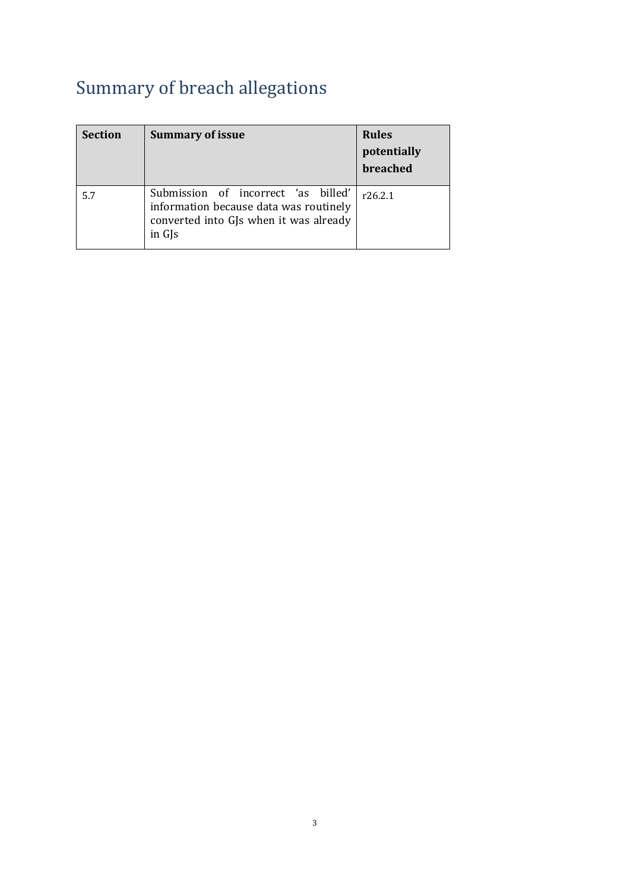# Summary of breach allegations

| Section | Summary of issue | Rules potentially breached |
| --- | --- | --- |
| 5.7 | Submission of incorrect 'as billed' information because data was routinely converted into GJs when it was already in GJs | r26.2.1 |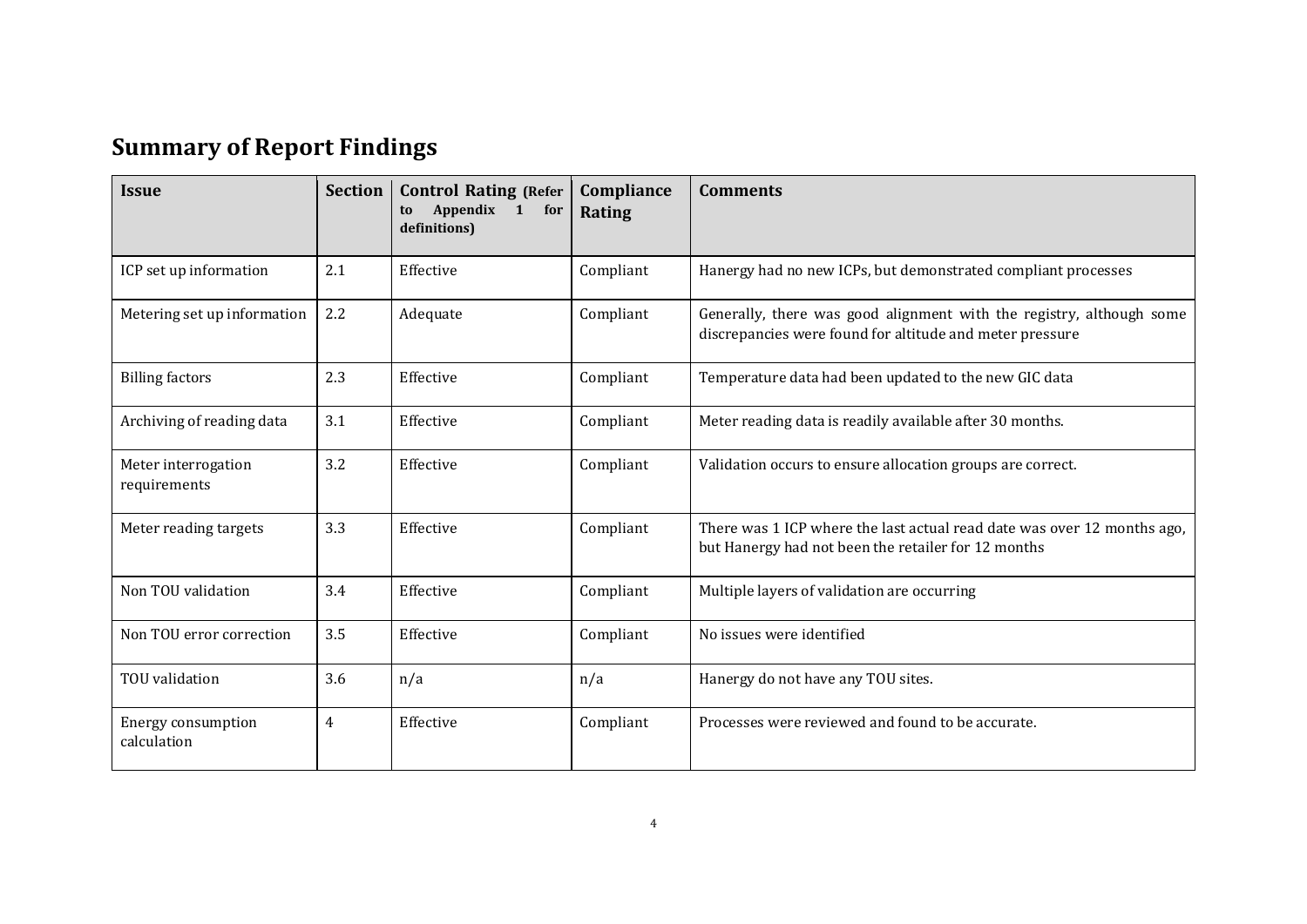## Summary of Report Findings

| Issue | Section | Control Rating (Refer to Appendix 1 for definitions) | Compliance Rating | Comments |
|---|---|---|---|---|
| ICP set up information | 2.1 | Effective | Compliant | Hanergy had no new ICPs, but demonstrated compliant processes |
| Metering set up information | 2.2 | Adequate | Compliant | Generally, there was good alignment with the registry, although some discrepancies were found for altitude and meter pressure |
| Billing factors | 2.3 | Effective | Compliant | Temperature data had been updated to the new GIC data |
| Archiving of reading data | 3.1 | Effective | Compliant | Meter reading data is readily available after 30 months. |
| Meter interrogation requirements | 3.2 | Effective | Compliant | Validation occurs to ensure allocation groups are correct. |
| Meter reading targets | 3.3 | Effective | Compliant | There was 1 ICP where the last actual read date was over 12 months ago, but Hanergy had not been the retailer for 12 months |
| Non TOU validation | 3.4 | Effective | Compliant | Multiple layers of validation are occurring |
| Non TOU error correction | 3.5 | Effective | Compliant | No issues were identified |
| TOU validation | 3.6 | n/a | n/a | Hanergy do not have any TOU sites. |
| Energy consumption calculation | 4 | Effective | Compliant | Processes were reviewed and found to be accurate. |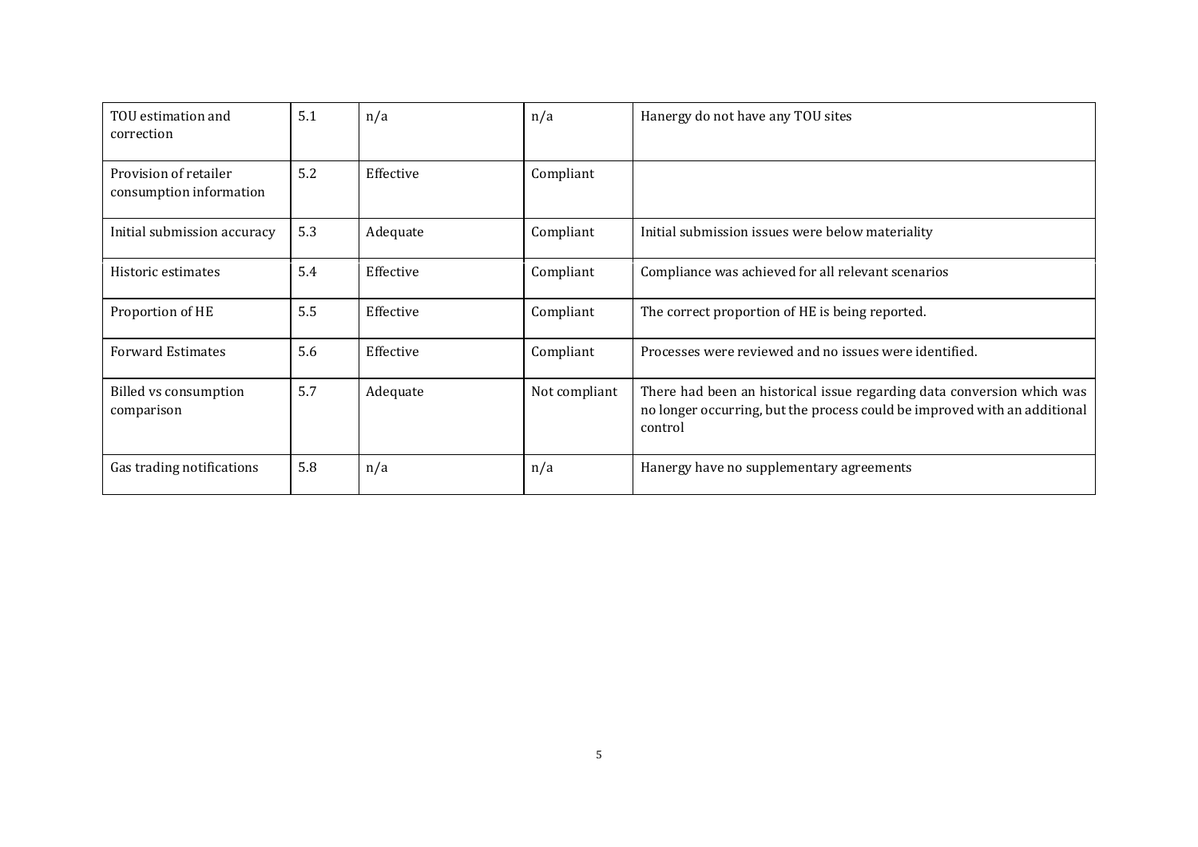| | | | | |
|---|---|---|---|---|
| TOU estimation and correction | 5.1 | n/a | n/a | Hanergy do not have any TOU sites |
| Provision of retailer consumption information | 5.2 | Effective | Compliant | |
| Initial submission accuracy | 5.3 | Adequate | Compliant | Initial submission issues were below materiality |
| Historic estimates | 5.4 | Effective | Compliant | Compliance was achieved for all relevant scenarios |
| Proportion of HE | 5.5 | Effective | Compliant | The correct proportion of HE is being reported. |
| Forward Estimates | 5.6 | Effective | Compliant | Processes were reviewed and no issues were identified. |
| Billed vs consumption comparison | 5.7 | Adequate | Not compliant | There had been an historical issue regarding data conversion which was no longer occurring, but the process could be improved with an additional control |
| Gas trading notifications | 5.8 | n/a | n/a | Hanergy have no supplementary agreements |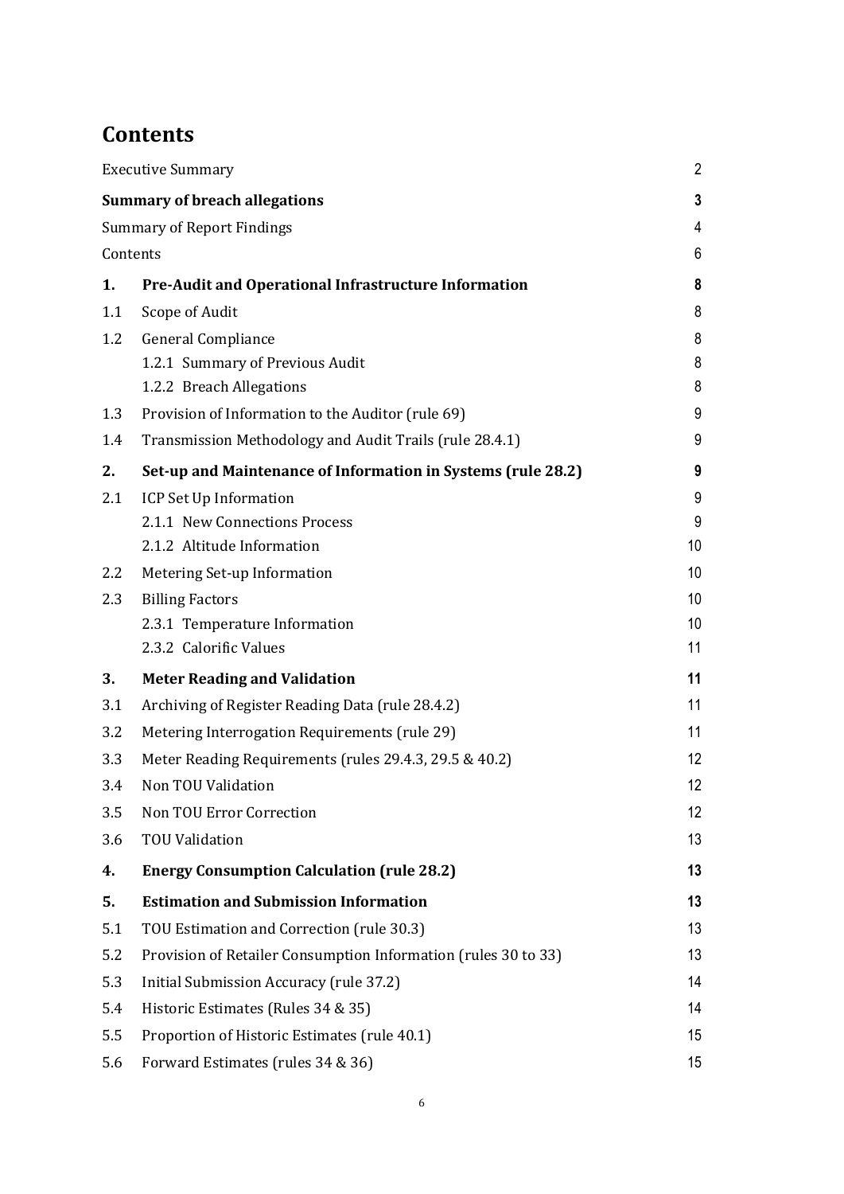# Contents

| | | |
|---|---|---|
| Executive Summary | | 2 |
| **Summary of breach allegations** | | **3** |
| Summary of Report Findings | | 4 |
| Contents | | 6 |
| **1.** | **Pre-Audit and Operational Infrastructure Information** | **8** |
| 1.1 | Scope of Audit | 8 |
| 1.2 | General Compliance | 8 |
| | 1.2.1 Summary of Previous Audit | 8 |
| | 1.2.2 Breach Allegations | 8 |
| 1.3 | Provision of Information to the Auditor (rule 69) | 9 |
| 1.4 | Transmission Methodology and Audit Trails (rule 28.4.1) | 9 |
| **2.** | **Set-up and Maintenance of Information in Systems (rule 28.2)** | **9** |
| 2.1 | ICP Set Up Information | 9 |
| | 2.1.1 New Connections Process | 9 |
| | 2.1.2 Altitude Information | 10 |
| 2.2 | Metering Set-up Information | 10 |
| 2.3 | Billing Factors | 10 |
| | 2.3.1 Temperature Information | 10 |
| | 2.3.2 Calorific Values | 11 |
| **3.** | **Meter Reading and Validation** | **11** |
| 3.1 | Archiving of Register Reading Data (rule 28.4.2) | 11 |
| 3.2 | Metering Interrogation Requirements (rule 29) | 11 |
| 3.3 | Meter Reading Requirements (rules 29.4.3, 29.5 & 40.2) | 12 |
| 3.4 | Non TOU Validation | 12 |
| 3.5 | Non TOU Error Correction | 12 |
| 3.6 | TOU Validation | 13 |
| **4.** | **Energy Consumption Calculation (rule 28.2)** | **13** |
| **5.** | **Estimation and Submission Information** | **13** |
| 5.1 | TOU Estimation and Correction (rule 30.3) | 13 |
| 5.2 | Provision of Retailer Consumption Information (rules 30 to 33) | 13 |
| 5.3 | Initial Submission Accuracy (rule 37.2) | 14 |
| 5.4 | Historic Estimates (Rules 34 & 35) | 14 |
| 5.5 | Proportion of Historic Estimates (rule 40.1) | 15 |
| 5.6 | Forward Estimates (rules 34 & 36) | 15 |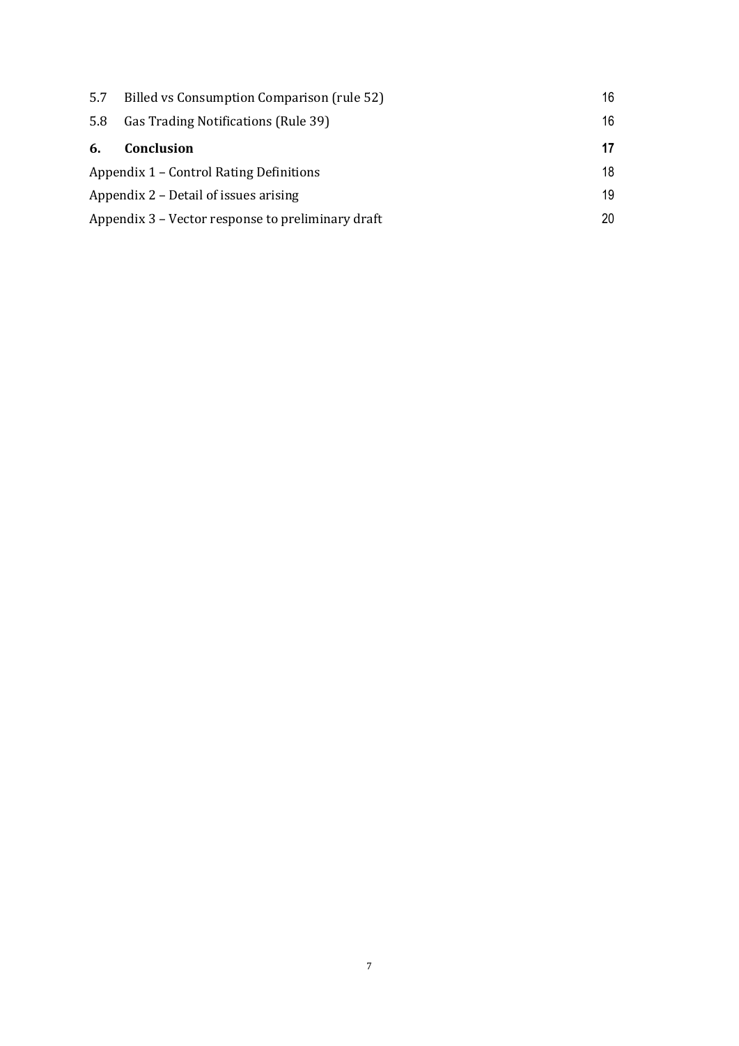| | | |
|---|---|---|
| 5.7 | Billed vs Consumption Comparison (rule 52) | 16 |
| 5.8 | Gas Trading Notifications (Rule 39) | 16 |
| **6.** | **Conclusion** | **17** |
| Appendix 1 – Control Rating Definitions | | 18 |
| Appendix 2 – Detail of issues arising | | 19 |
| Appendix 3 – Vector response to preliminary draft | | 20 |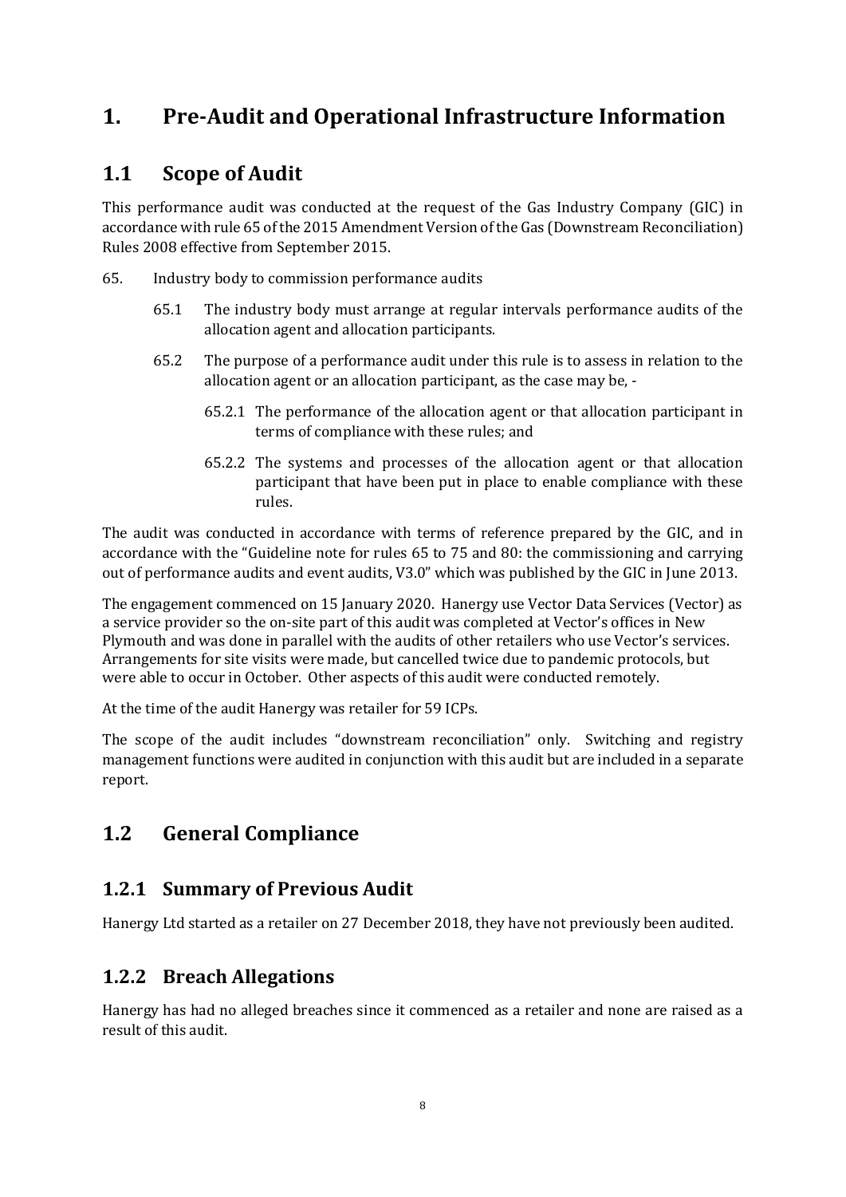# 1. Pre-Audit and Operational Infrastructure Information

## 1.1 Scope of Audit

This performance audit was conducted at the request of the Gas Industry Company (GIC) in accordance with rule 65 of the 2015 Amendment Version of the Gas (Downstream Reconciliation) Rules 2008 effective from September 2015.

65. Industry body to commission performance audits

    65.1 The industry body must arrange at regular intervals performance audits of the allocation agent and allocation participants.

    65.2 The purpose of a performance audit under this rule is to assess in relation to the allocation agent or an allocation participant, as the case may be, -

        65.2.1 The performance of the allocation agent or that allocation participant in terms of compliance with these rules; and

        65.2.2 The systems and processes of the allocation agent or that allocation participant that have been put in place to enable compliance with these rules.

The audit was conducted in accordance with terms of reference prepared by the GIC, and in accordance with the "Guideline note for rules 65 to 75 and 80: the commissioning and carrying out of performance audits and event audits, V3.0" which was published by the GIC in June 2013.

The engagement commenced on 15 January 2020. Hanergy use Vector Data Services (Vector) as a service provider so the on-site part of this audit was completed at Vector's offices in New Plymouth and was done in parallel with the audits of other retailers who use Vector's services. Arrangements for site visits were made, but cancelled twice due to pandemic protocols, but were able to occur in October. Other aspects of this audit were conducted remotely.

At the time of the audit Hanergy was retailer for 59 ICPs.

The scope of the audit includes "downstream reconciliation" only. Switching and registry management functions were audited in conjunction with this audit but are included in a separate report.

## 1.2 General Compliance

### 1.2.1 Summary of Previous Audit

Hanergy Ltd started as a retailer on 27 December 2018, they have not previously been audited.

### 1.2.2 Breach Allegations

Hanergy has had no alleged breaches since it commenced as a retailer and none are raised as a result of this audit.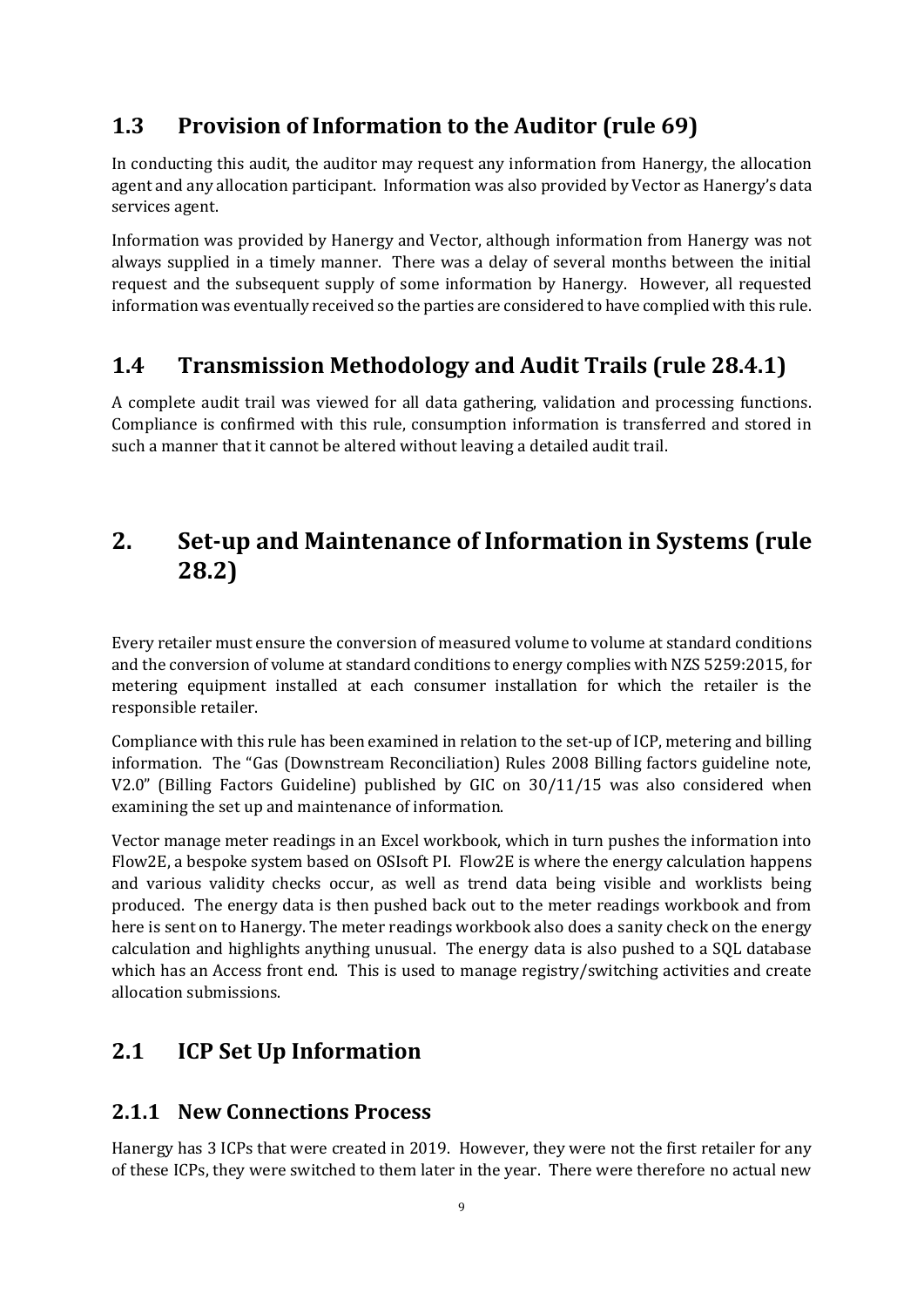## 1.3 Provision of Information to the Auditor (rule 69)

In conducting this audit, the auditor may request any information from Hanergy, the allocation agent and any allocation participant. Information was also provided by Vector as Hanergy's data services agent.

Information was provided by Hanergy and Vector, although information from Hanergy was not always supplied in a timely manner. There was a delay of several months between the initial request and the subsequent supply of some information by Hanergy. However, all requested information was eventually received so the parties are considered to have complied with this rule.

## 1.4 Transmission Methodology and Audit Trails (rule 28.4.1)

A complete audit trail was viewed for all data gathering, validation and processing functions. Compliance is confirmed with this rule, consumption information is transferred and stored in such a manner that it cannot be altered without leaving a detailed audit trail.

# 2. Set-up and Maintenance of Information in Systems (rule 28.2)

Every retailer must ensure the conversion of measured volume to volume at standard conditions and the conversion of volume at standard conditions to energy complies with NZS 5259:2015, for metering equipment installed at each consumer installation for which the retailer is the responsible retailer.

Compliance with this rule has been examined in relation to the set-up of ICP, metering and billing information. The "Gas (Downstream Reconciliation) Rules 2008 Billing factors guideline note, V2.0" (Billing Factors Guideline) published by GIC on 30/11/15 was also considered when examining the set up and maintenance of information.

Vector manage meter readings in an Excel workbook, which in turn pushes the information into Flow2E, a bespoke system based on OSIsoft PI. Flow2E is where the energy calculation happens and various validity checks occur, as well as trend data being visible and worklists being produced. The energy data is then pushed back out to the meter readings workbook and from here is sent on to Hanergy. The meter readings workbook also does a sanity check on the energy calculation and highlights anything unusual. The energy data is also pushed to a SQL database which has an Access front end. This is used to manage registry/switching activities and create allocation submissions.

## 2.1 ICP Set Up Information

### 2.1.1 New Connections Process

Hanergy has 3 ICPs that were created in 2019. However, they were not the first retailer for any of these ICPs, they were switched to them later in the year. There were therefore no actual new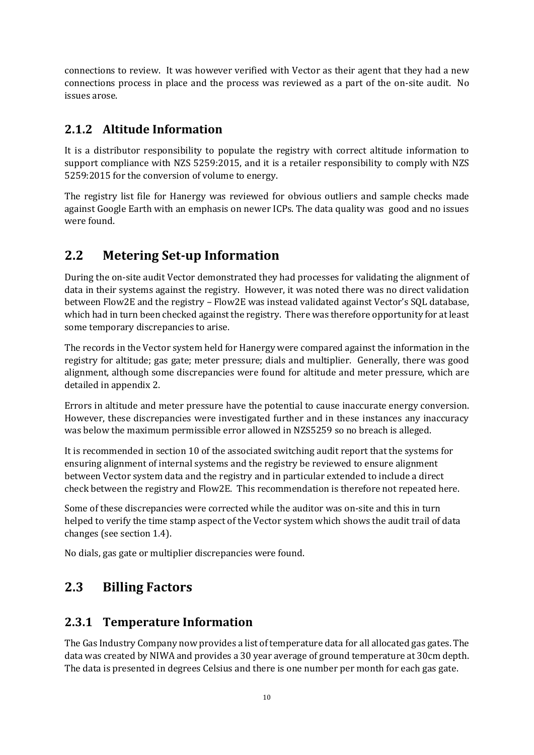connections to review. It was however verified with Vector as their agent that they had a new connections process in place and the process was reviewed as a part of the on-site audit. No issues arose.

### 2.1.2 Altitude Information

It is a distributor responsibility to populate the registry with correct altitude information to support compliance with NZS 5259:2015, and it is a retailer responsibility to comply with NZS 5259:2015 for the conversion of volume to energy.

The registry list file for Hanergy was reviewed for obvious outliers and sample checks made against Google Earth with an emphasis on newer ICPs. The data quality was good and no issues were found.

## 2.2 Metering Set-up Information

During the on-site audit Vector demonstrated they had processes for validating the alignment of data in their systems against the registry. However, it was noted there was no direct validation between Flow2E and the registry – Flow2E was instead validated against Vector's SQL database, which had in turn been checked against the registry. There was therefore opportunity for at least some temporary discrepancies to arise.

The records in the Vector system held for Hanergy were compared against the information in the registry for altitude; gas gate; meter pressure; dials and multiplier. Generally, there was good alignment, although some discrepancies were found for altitude and meter pressure, which are detailed in appendix 2.

Errors in altitude and meter pressure have the potential to cause inaccurate energy conversion. However, these discrepancies were investigated further and in these instances any inaccuracy was below the maximum permissible error allowed in NZS5259 so no breach is alleged.

It is recommended in section 10 of the associated switching audit report that the systems for ensuring alignment of internal systems and the registry be reviewed to ensure alignment between Vector system data and the registry and in particular extended to include a direct check between the registry and Flow2E. This recommendation is therefore not repeated here.

Some of these discrepancies were corrected while the auditor was on-site and this in turn helped to verify the time stamp aspect of the Vector system which shows the audit trail of data changes (see section 1.4).

No dials, gas gate or multiplier discrepancies were found.

## 2.3 Billing Factors

### 2.3.1 Temperature Information

The Gas Industry Company now provides a list of temperature data for all allocated gas gates. The data was created by NIWA and provides a 30 year average of ground temperature at 30cm depth. The data is presented in degrees Celsius and there is one number per month for each gas gate.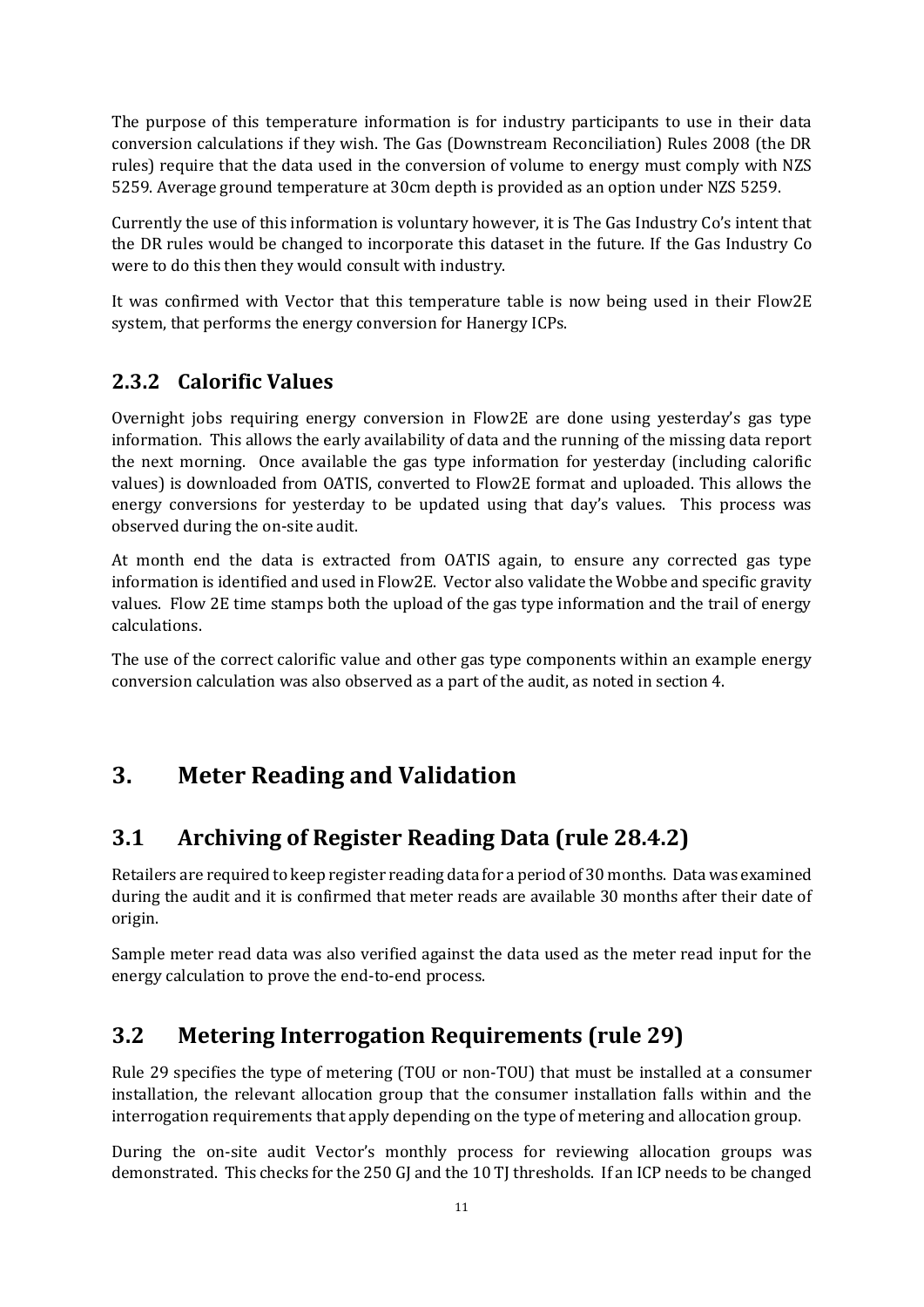The purpose of this temperature information is for industry participants to use in their data conversion calculations if they wish. The Gas (Downstream Reconciliation) Rules 2008 (the DR rules) require that the data used in the conversion of volume to energy must comply with NZS 5259. Average ground temperature at 30cm depth is provided as an option under NZS 5259.

Currently the use of this information is voluntary however, it is The Gas Industry Co's intent that the DR rules would be changed to incorporate this dataset in the future. If the Gas Industry Co were to do this then they would consult with industry.

It was confirmed with Vector that this temperature table is now being used in their Flow2E system, that performs the energy conversion for Hanergy ICPs.

### 2.3.2 Calorific Values

Overnight jobs requiring energy conversion in Flow2E are done using yesterday's gas type information. This allows the early availability of data and the running of the missing data report the next morning. Once available the gas type information for yesterday (including calorific values) is downloaded from OATIS, converted to Flow2E format and uploaded. This allows the energy conversions for yesterday to be updated using that day's values. This process was observed during the on-site audit.

At month end the data is extracted from OATIS again, to ensure any corrected gas type information is identified and used in Flow2E. Vector also validate the Wobbe and specific gravity values. Flow 2E time stamps both the upload of the gas type information and the trail of energy calculations.

The use of the correct calorific value and other gas type components within an example energy conversion calculation was also observed as a part of the audit, as noted in section 4.

# 3. Meter Reading and Validation

## 3.1 Archiving of Register Reading Data (rule 28.4.2)

Retailers are required to keep register reading data for a period of 30 months. Data was examined during the audit and it is confirmed that meter reads are available 30 months after their date of origin.

Sample meter read data was also verified against the data used as the meter read input for the energy calculation to prove the end-to-end process.

## 3.2 Metering Interrogation Requirements (rule 29)

Rule 29 specifies the type of metering (TOU or non-TOU) that must be installed at a consumer installation, the relevant allocation group that the consumer installation falls within and the interrogation requirements that apply depending on the type of metering and allocation group.

During the on-site audit Vector's monthly process for reviewing allocation groups was demonstrated. This checks for the 250 GJ and the 10 TJ thresholds. If an ICP needs to be changed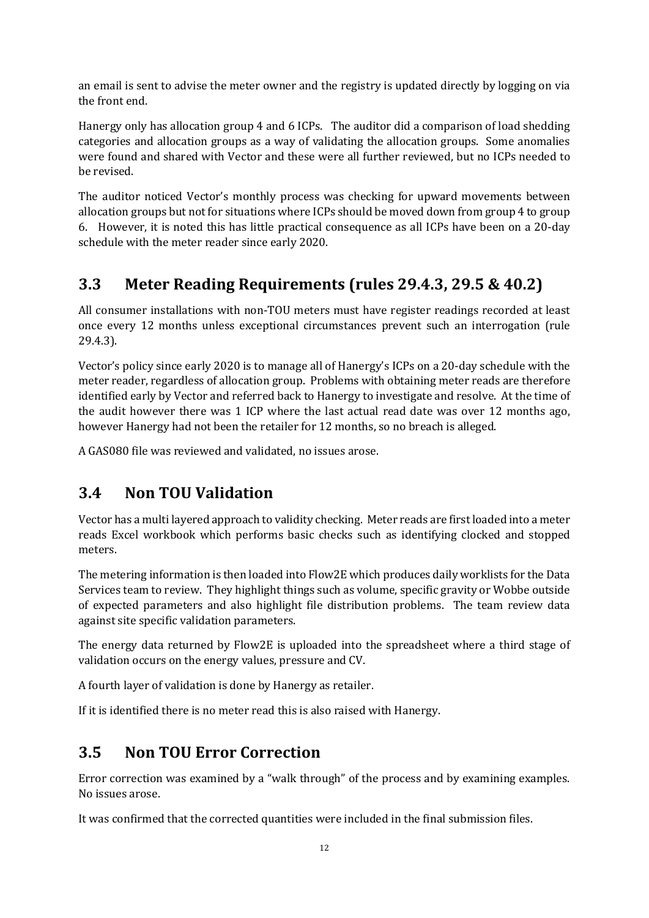an email is sent to advise the meter owner and the registry is updated directly by logging on via the front end.

Hanergy only has allocation group 4 and 6 ICPs. The auditor did a comparison of load shedding categories and allocation groups as a way of validating the allocation groups. Some anomalies were found and shared with Vector and these were all further reviewed, but no ICPs needed to be revised.

The auditor noticed Vector's monthly process was checking for upward movements between allocation groups but not for situations where ICPs should be moved down from group 4 to group 6. However, it is noted this has little practical consequence as all ICPs have been on a 20-day schedule with the meter reader since early 2020.

## 3.3 Meter Reading Requirements (rules 29.4.3, 29.5 & 40.2)

All consumer installations with non-TOU meters must have register readings recorded at least once every 12 months unless exceptional circumstances prevent such an interrogation (rule 29.4.3).

Vector's policy since early 2020 is to manage all of Hanergy's ICPs on a 20-day schedule with the meter reader, regardless of allocation group. Problems with obtaining meter reads are therefore identified early by Vector and referred back to Hanergy to investigate and resolve. At the time of the audit however there was 1 ICP where the last actual read date was over 12 months ago, however Hanergy had not been the retailer for 12 months, so no breach is alleged.

A GAS080 file was reviewed and validated, no issues arose.

## 3.4 Non TOU Validation

Vector has a multi layered approach to validity checking. Meter reads are first loaded into a meter reads Excel workbook which performs basic checks such as identifying clocked and stopped meters.

The metering information is then loaded into Flow2E which produces daily worklists for the Data Services team to review. They highlight things such as volume, specific gravity or Wobbe outside of expected parameters and also highlight file distribution problems. The team review data against site specific validation parameters.

The energy data returned by Flow2E is uploaded into the spreadsheet where a third stage of validation occurs on the energy values, pressure and CV.

A fourth layer of validation is done by Hanergy as retailer.

If it is identified there is no meter read this is also raised with Hanergy.

## 3.5 Non TOU Error Correction

Error correction was examined by a "walk through" of the process and by examining examples. No issues arose.

It was confirmed that the corrected quantities were included in the final submission files.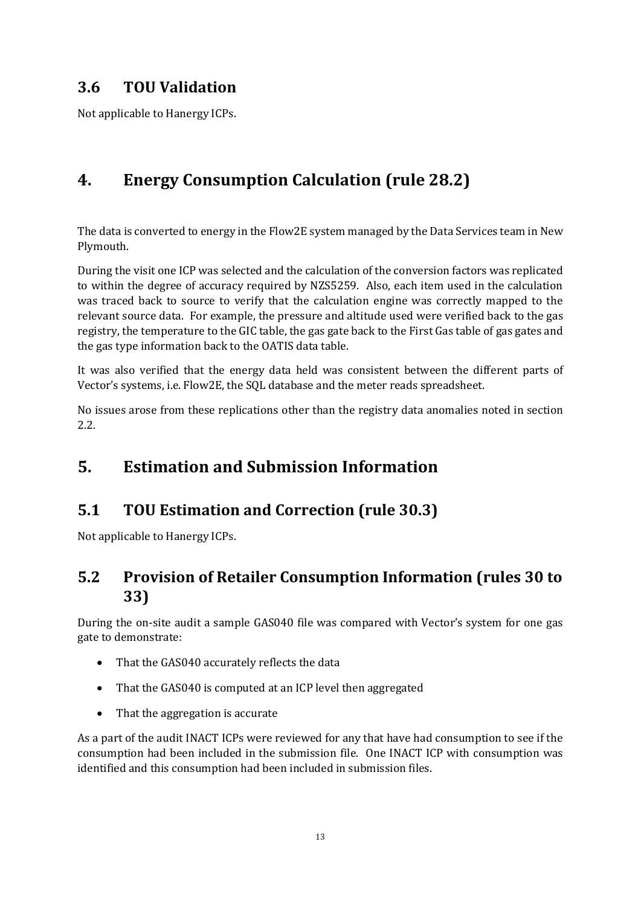## 3.6 TOU Validation

Not applicable to Hanergy ICPs.

# 4. Energy Consumption Calculation (rule 28.2)

The data is converted to energy in the Flow2E system managed by the Data Services team in New Plymouth.

During the visit one ICP was selected and the calculation of the conversion factors was replicated to within the degree of accuracy required by NZS5259. Also, each item used in the calculation was traced back to source to verify that the calculation engine was correctly mapped to the relevant source data. For example, the pressure and altitude used were verified back to the gas registry, the temperature to the GIC table, the gas gate back to the First Gas table of gas gates and the gas type information back to the OATIS data table.

It was also verified that the energy data held was consistent between the different parts of Vector's systems, i.e. Flow2E, the SQL database and the meter reads spreadsheet.

No issues arose from these replications other than the registry data anomalies noted in section 2.2.

# 5. Estimation and Submission Information

## 5.1 TOU Estimation and Correction (rule 30.3)

Not applicable to Hanergy ICPs.

## 5.2 Provision of Retailer Consumption Information (rules 30 to 33)

During the on-site audit a sample GAS040 file was compared with Vector's system for one gas gate to demonstrate:

- That the GAS040 accurately reflects the data
- That the GAS040 is computed at an ICP level then aggregated
- That the aggregation is accurate

As a part of the audit INACT ICPs were reviewed for any that have had consumption to see if the consumption had been included in the submission file. One INACT ICP with consumption was identified and this consumption had been included in submission files.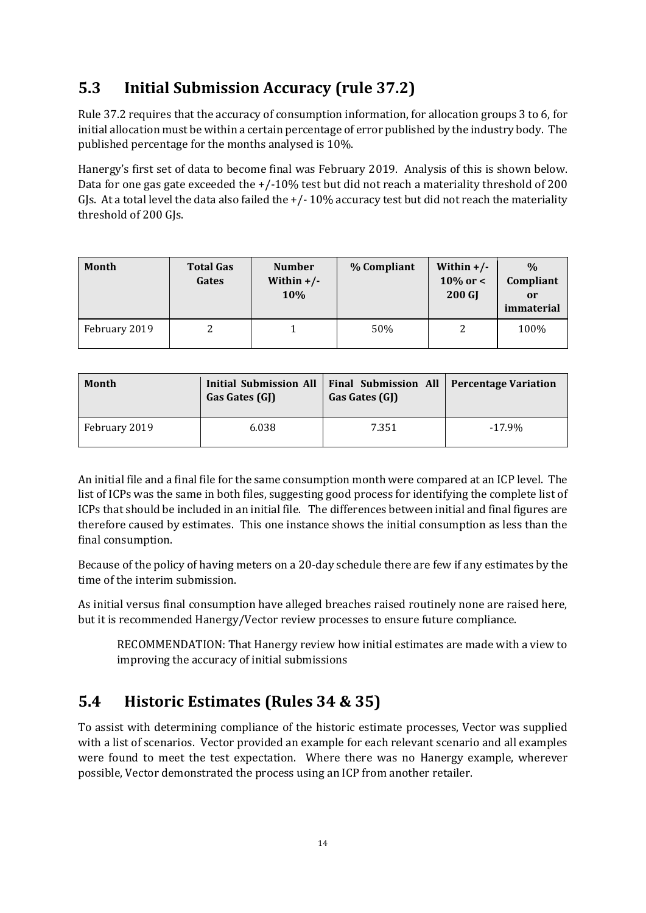## 5.3 Initial Submission Accuracy (rule 37.2)

Rule 37.2 requires that the accuracy of consumption information, for allocation groups 3 to 6, for initial allocation must be within a certain percentage of error published by the industry body. The published percentage for the months analysed is 10%.

Hanergy's first set of data to become final was February 2019. Analysis of this is shown below. Data for one gas gate exceeded the +/-10% test but did not reach a materiality threshold of 200 GJs. At a total level the data also failed the +/- 10% accuracy test but did not reach the materiality threshold of 200 GJs.

| Month | Total Gas Gates | Number Within +/- 10% | % Compliant | Within +/- 10% or < 200 GJ | % Compliant or immaterial |
|---|---|---|---|---|---|
| February 2019 | 2 | 1 | 50% | 2 | 100% |

| Month | Initial Submission All Gas Gates (GJ) | Final Submission All Gas Gates (GJ) | Percentage Variation |
|---|---|---|---|
| February 2019 | 6.038 | 7.351 | -17.9% |

An initial file and a final file for the same consumption month were compared at an ICP level. The list of ICPs was the same in both files, suggesting good process for identifying the complete list of ICPs that should be included in an initial file. The differences between initial and final figures are therefore caused by estimates. This one instance shows the initial consumption as less than the final consumption.

Because of the policy of having meters on a 20-day schedule there are few if any estimates by the time of the interim submission.

As initial versus final consumption have alleged breaches raised routinely none are raised here, but it is recommended Hanergy/Vector review processes to ensure future compliance.

> RECOMMENDATION: That Hanergy review how initial estimates are made with a view to improving the accuracy of initial submissions

## 5.4 Historic Estimates (Rules 34 & 35)

To assist with determining compliance of the historic estimate processes, Vector was supplied with a list of scenarios. Vector provided an example for each relevant scenario and all examples were found to meet the test expectation. Where there was no Hanergy example, wherever possible, Vector demonstrated the process using an ICP from another retailer.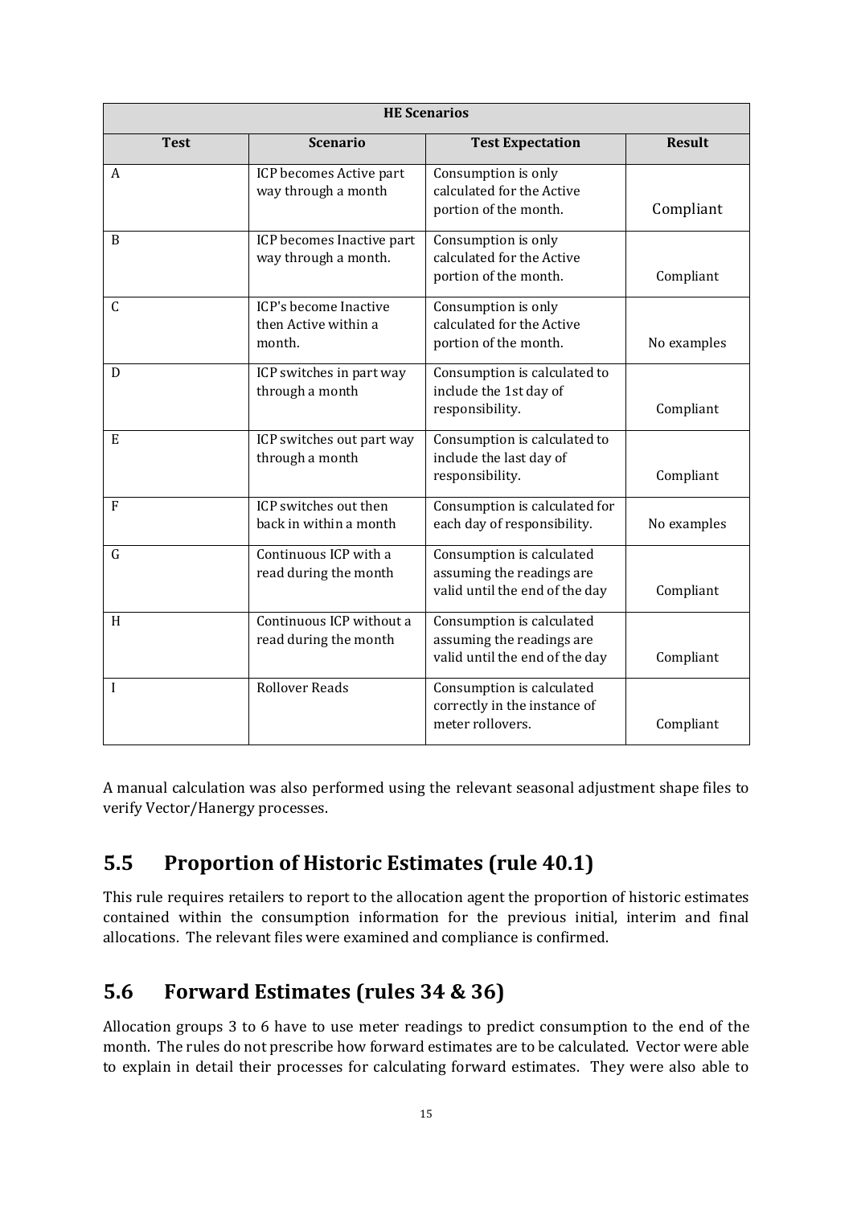| HE Scenarios | | | |
|---|---|---|---|
| **Test** | **Scenario** | **Test Expectation** | **Result** |
| A | ICP becomes Active part way through a month | Consumption is only calculated for the Active portion of the month. | Compliant |
| B | ICP becomes Inactive part way through a month. | Consumption is only calculated for the Active portion of the month. | Compliant |
| C | ICP's become Inactive then Active within a month. | Consumption is only calculated for the Active portion of the month. | No examples |
| D | ICP switches in part way through a month | Consumption is calculated to include the 1st day of responsibility. | Compliant |
| E | ICP switches out part way through a month | Consumption is calculated to include the last day of responsibility. | Compliant |
| F | ICP switches out then back in within a month | Consumption is calculated for each day of responsibility. | No examples |
| G | Continuous ICP with a read during the month | Consumption is calculated assuming the readings are valid until the end of the day | Compliant |
| H | Continuous ICP without a read during the month | Consumption is calculated assuming the readings are valid until the end of the day | Compliant |
| I | Rollover Reads | Consumption is calculated correctly in the instance of meter rollovers. | Compliant |

A manual calculation was also performed using the relevant seasonal adjustment shape files to verify Vector/Hanergy processes.

## 5.5 Proportion of Historic Estimates (rule 40.1)

This rule requires retailers to report to the allocation agent the proportion of historic estimates contained within the consumption information for the previous initial, interim and final allocations. The relevant files were examined and compliance is confirmed.

## 5.6 Forward Estimates (rules 34 & 36)

Allocation groups 3 to 6 have to use meter readings to predict consumption to the end of the month. The rules do not prescribe how forward estimates are to be calculated. Vector were able to explain in detail their processes for calculating forward estimates. They were also able to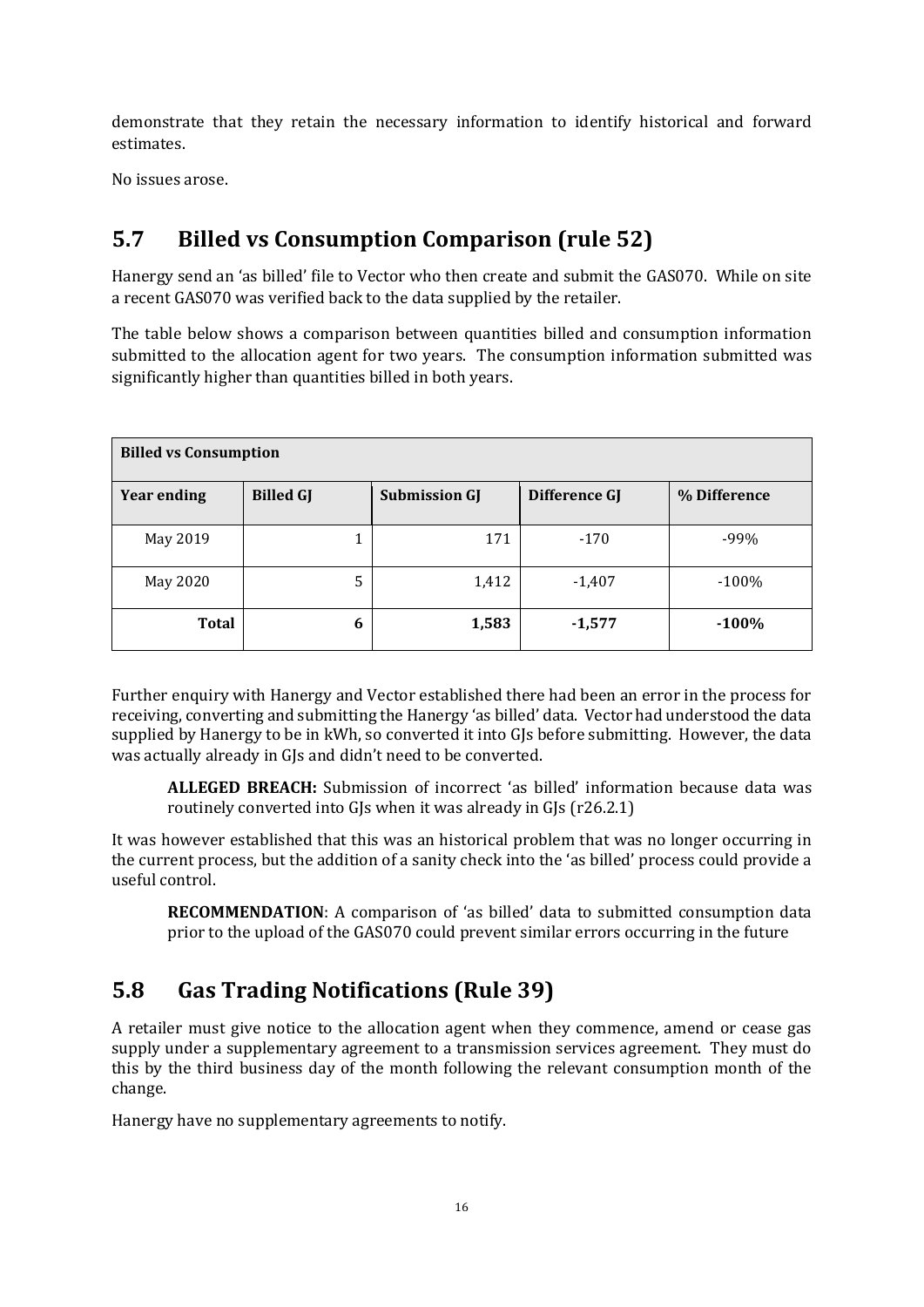demonstrate that they retain the necessary information to identify historical and forward estimates.

No issues arose.

## 5.7 Billed vs Consumption Comparison (rule 52)

Hanergy send an 'as billed' file to Vector who then create and submit the GAS070. While on site a recent GAS070 was verified back to the data supplied by the retailer.

The table below shows a comparison between quantities billed and consumption information submitted to the allocation agent for two years. The consumption information submitted was significantly higher than quantities billed in both years.

| **Billed vs Consumption** | | | | |
|---|---|---|---|---|
| **Year ending** | **Billed GJ** | **Submission GJ** | **Difference GJ** | **% Difference** |
| May 2019 | 1 | 171 | -170 | -99% |
| May 2020 | 5 | 1,412 | -1,407 | -100% |
| **Total** | **6** | **1,583** | **-1,577** | **-100%** |

Further enquiry with Hanergy and Vector established there had been an error in the process for receiving, converting and submitting the Hanergy 'as billed' data. Vector had understood the data supplied by Hanergy to be in kWh, so converted it into GJs before submitting. However, the data was actually already in GJs and didn't need to be converted.

> **ALLEGED BREACH:** Submission of incorrect 'as billed' information because data was routinely converted into GJs when it was already in GJs (r26.2.1)

It was however established that this was an historical problem that was no longer occurring in the current process, but the addition of a sanity check into the 'as billed' process could provide a useful control.

> **RECOMMENDATION**: A comparison of 'as billed' data to submitted consumption data prior to the upload of the GAS070 could prevent similar errors occurring in the future

## 5.8 Gas Trading Notifications (Rule 39)

A retailer must give notice to the allocation agent when they commence, amend or cease gas supply under a supplementary agreement to a transmission services agreement. They must do this by the third business day of the month following the relevant consumption month of the change.

Hanergy have no supplementary agreements to notify.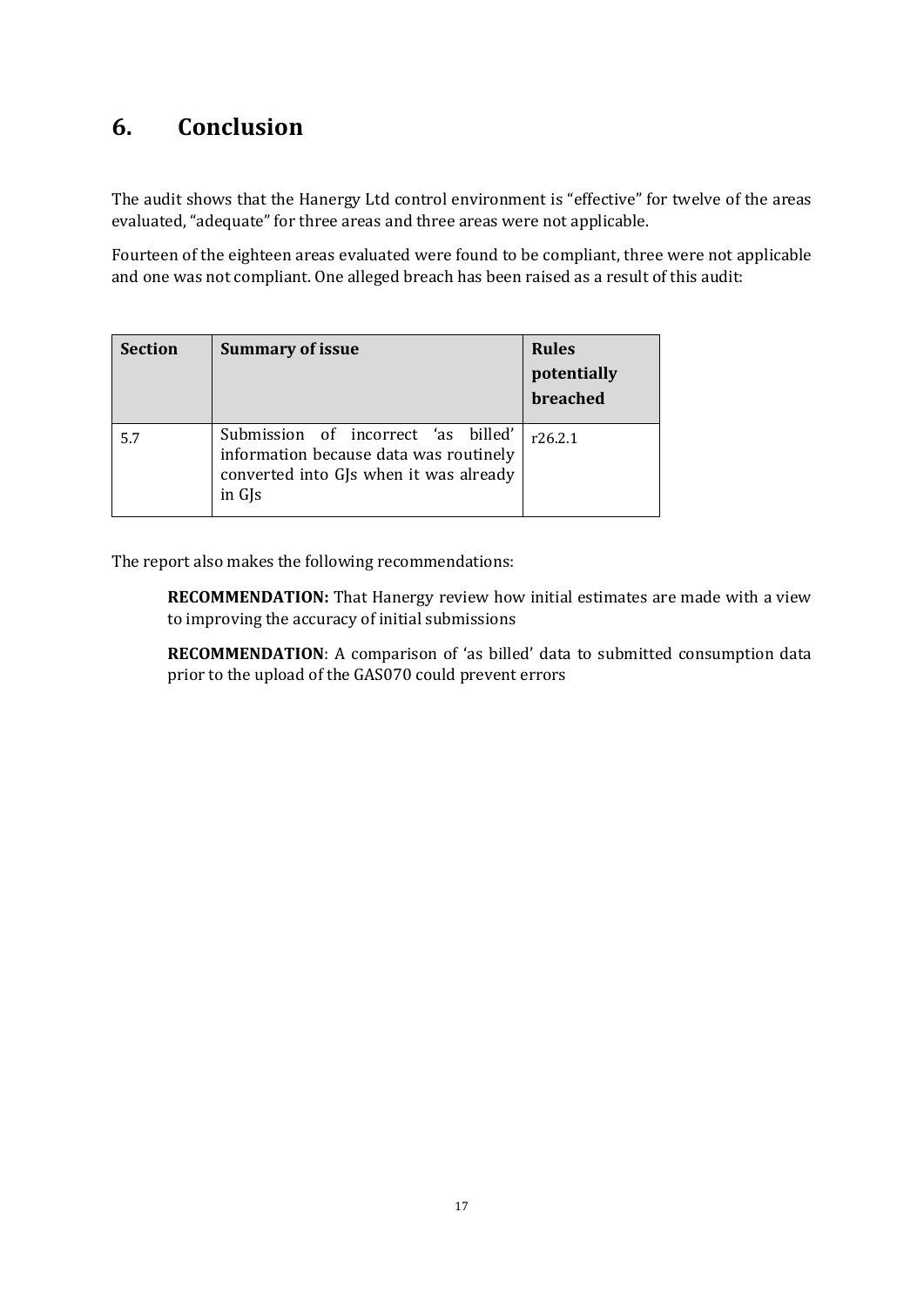# 6. Conclusion

The audit shows that the Hanergy Ltd control environment is "effective" for twelve of the areas evaluated, "adequate" for three areas and three areas were not applicable.

Fourteen of the eighteen areas evaluated were found to be compliant, three were not applicable and one was not compliant. One alleged breach has been raised as a result of this audit:

| Section | Summary of issue | Rules potentially breached |
|---|---|---|
| 5.7 | Submission of incorrect 'as billed' information because data was routinely converted into GJs when it was already in GJs | r26.2.1 |

The report also makes the following recommendations:

> **RECOMMENDATION:** That Hanergy review how initial estimates are made with a view to improving the accuracy of initial submissions
>
> **RECOMMENDATION**: A comparison of 'as billed' data to submitted consumption data prior to the upload of the GAS070 could prevent errors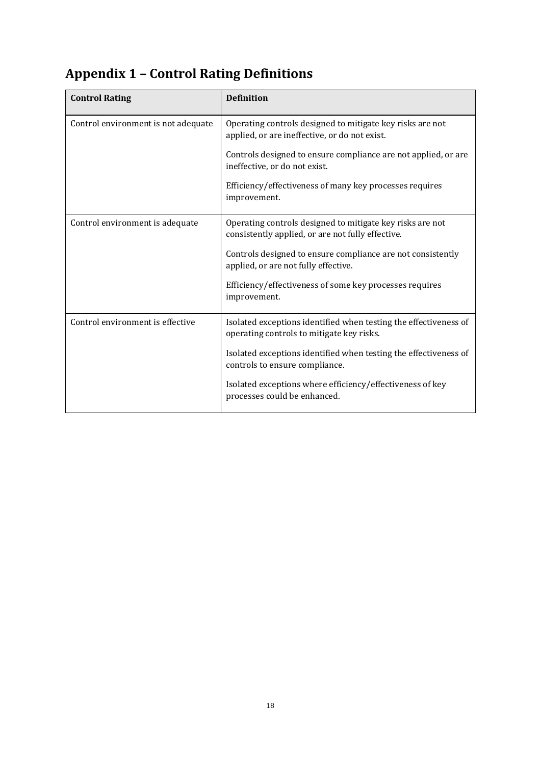# Appendix 1 – Control Rating Definitions

| Control Rating | Definition |
|---|---|
| Control environment is not adequate | Operating controls designed to mitigate key risks are not applied, or are ineffective, or do not exist.<br><br>Controls designed to ensure compliance are not applied, or are ineffective, or do not exist.<br><br>Efficiency/effectiveness of many key processes requires improvement. |
| Control environment is adequate | Operating controls designed to mitigate key risks are not consistently applied, or are not fully effective.<br><br>Controls designed to ensure compliance are not consistently applied, or are not fully effective.<br><br>Efficiency/effectiveness of some key processes requires improvement. |
| Control environment is effective | Isolated exceptions identified when testing the effectiveness of operating controls to mitigate key risks.<br><br>Isolated exceptions identified when testing the effectiveness of controls to ensure compliance.<br><br>Isolated exceptions where efficiency/effectiveness of key processes could be enhanced. |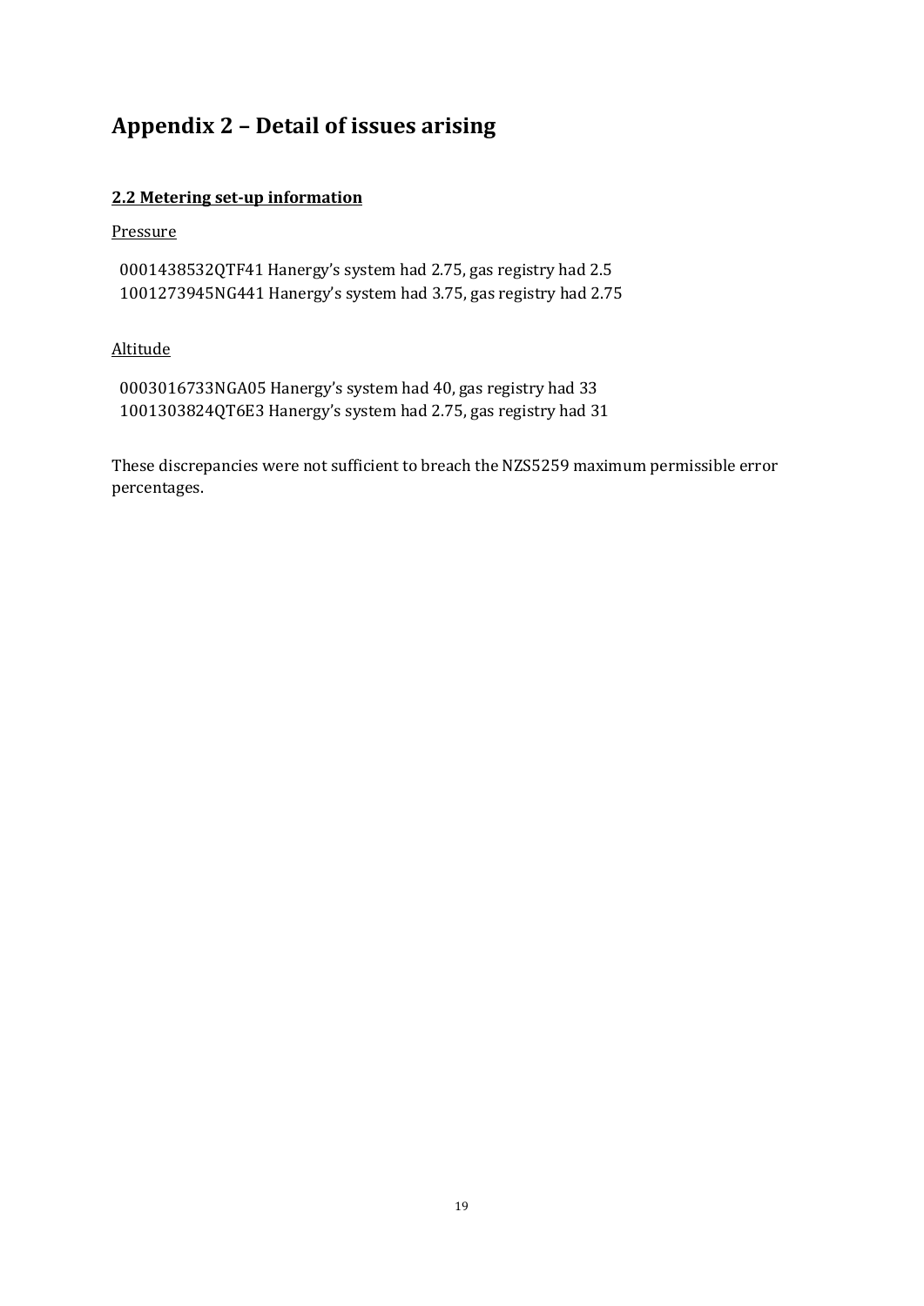# Appendix 2 – Detail of issues arising

## 2.2 Metering set-up information

Pressure

0001438532QTF41 Hanergy's system had 2.75, gas registry had 2.5
1001273945NG441 Hanergy's system had 3.75, gas registry had 2.75

Altitude

0003016733NGA05 Hanergy's system had 40, gas registry had 33
1001303824QT6E3 Hanergy's system had 2.75, gas registry had 31

These discrepancies were not sufficient to breach the NZS5259 maximum permissible error percentages.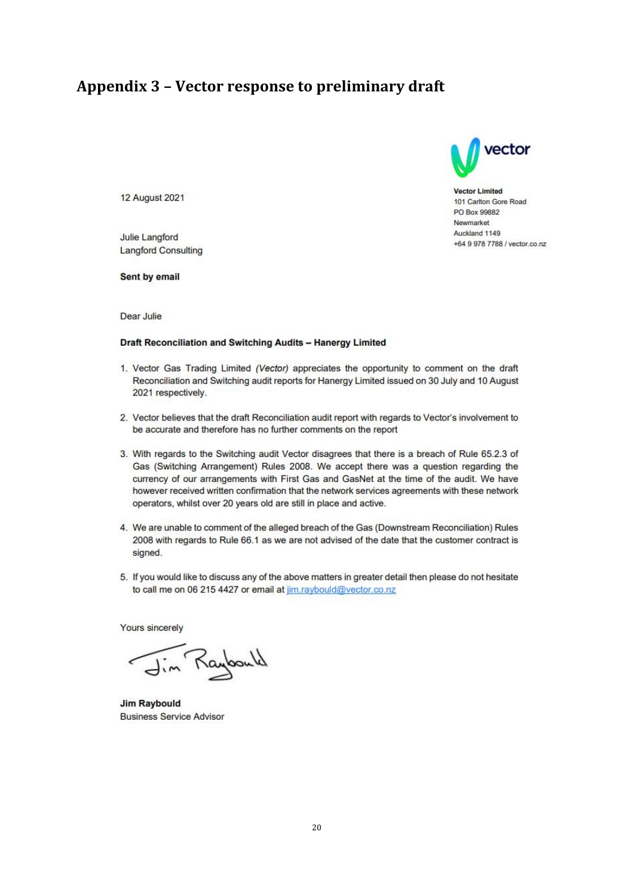# Appendix 3 – Vector response to preliminary draft

vector

**Vector Limited**
101 Carlton Gore Road
PO Box 99882
Newmarket
Auckland 1149
+64 9 978 7788 / vector.co.nz

12 August 2021

Julie Langford
Langford Consulting

**Sent by email**

Dear Julie

**Draft Reconciliation and Switching Audits – Hanergy Limited**

1. Vector Gas Trading Limited *(Vector)* appreciates the opportunity to comment on the draft Reconciliation and Switching audit reports for Hanergy Limited issued on 30 July and 10 August 2021 respectively.

2. Vector believes that the draft Reconciliation audit report with regards to Vector's involvement to be accurate and therefore has no further comments on the report

3. With regards to the Switching audit Vector disagrees that there is a breach of Rule 65.2.3 of Gas (Switching Arrangement) Rules 2008. We accept there was a question regarding the currency of our arrangements with First Gas and GasNet at the time of the audit. We have however received written confirmation that the network services agreements with these network operators, whilst over 20 years old are still in place and active.

4. We are unable to comment of the alleged breach of the Gas (Downstream Reconciliation) Rules 2008 with regards to Rule 66.1 as we are not advised of the date that the customer contract is signed.

5. If you would like to discuss any of the above matters in greater detail then please do not hesitate to call me on 06 215 4427 or email at jim.raybould@vector.co.nz

Yours sincerely

Jim Raybould

**Jim Raybould**
Business Service Advisor